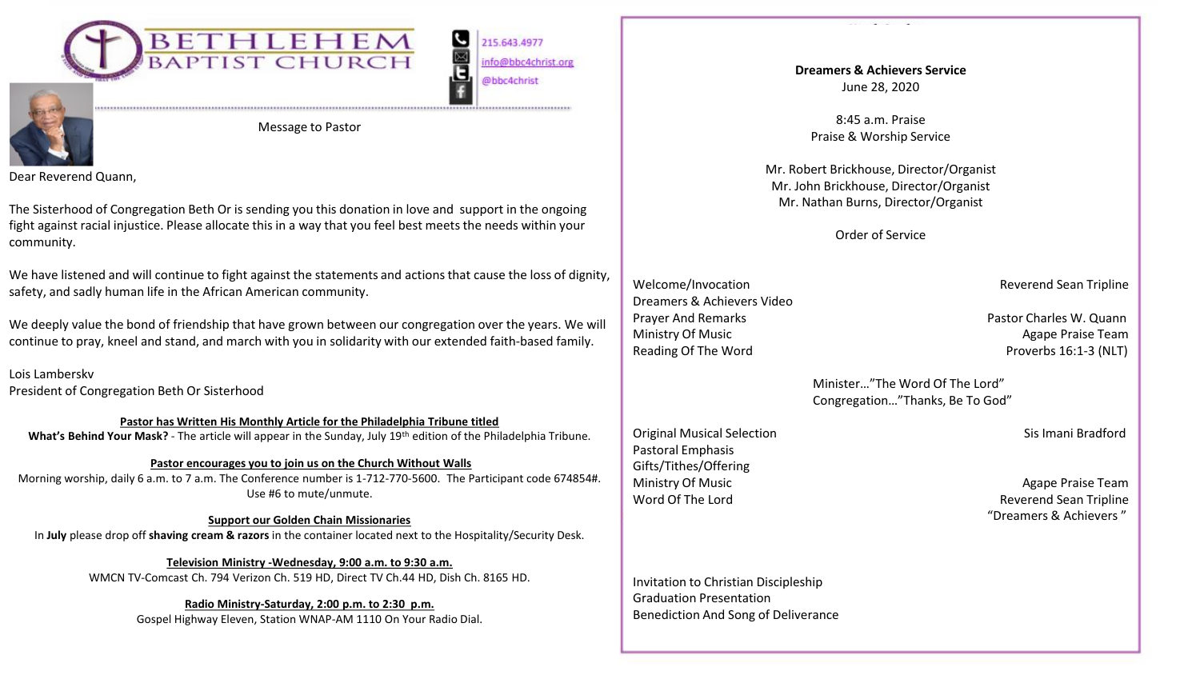# BETHLEHEM BAPTIST CHURCH

215.643.4977
info@bbc4christ.org
@bbc4christ

## Message to Pastor

Dear Reverend Quann,

The Sisterhood of Congregation Beth Or is sending you this donation in love and support in the ongoing fight against racial injustice. Please allocate this in a way that you feel best meets the needs within your community.

We have listened and will continue to fight against the statements and actions that cause the loss of dignity, safety, and sadly human life in the African American community.

We deeply value the bond of friendship that have grown between our congregation over the years. We will continue to pray, kneel and stand, and march with you in solidarity with our extended faith-based family.

Lois Lamberskv
President of Congregation Beth Or Sisterhood

**Pastor has Written His Monthly Article for the Philadelphia Tribune titled**
**What's Behind Your Mask?** - The article will appear in the Sunday, July 19th edition of the Philadelphia Tribune.

**Pastor encourages you to join us on the Church Without Walls**
Morning worship, daily 6 a.m. to 7 a.m. The Conference number is 1-712-770-5600. The Participant code 674854#. Use #6 to mute/unmute.

**Support our Golden Chain Missionaries**
In **July** please drop off **shaving cream & razors** in the container located next to the Hospitality/Security Desk.

**Television Ministry -Wednesday, 9:00 a.m. to 9:30 a.m.**
WMCN TV-Comcast Ch. 794 Verizon Ch. 519 HD, Direct TV Ch.44 HD, Dish Ch. 8165 HD.

**Radio Ministry-Saturday, 2:00 p.m. to 2:30 p.m.**
Gospel Highway Eleven, Station WNAP-AM 1110 On Your Radio Dial.

---

**Dreamers & Achievers Service**
June 28, 2020

8:45 a.m. Praise
Praise & Worship Service

Mr. Robert Brickhouse, Director/Organist
Mr. John Brickhouse, Director/Organist
Mr. Nathan Burns, Director/Organist

Order of Service

Welcome/Invocation — Reverend Sean Tripline
Dreamers & Achievers Video
Prayer And Remarks — Pastor Charles W. Quann
Ministry Of Music — Agape Praise Team
Reading Of The Word — Proverbs 16:1-3 (NLT)

Minister…"The Word Of The Lord"
Congregation…"Thanks, Be To God"

Original Musical Selection — Sis Imani Bradford
Pastoral Emphasis
Gifts/Tithes/Offering
Ministry Of Music — Agape Praise Team
Word Of The Lord — Reverend Sean Tripline
"Dreamers & Achievers"

Invitation to Christian Discipleship
Graduation Presentation
Benediction And Song of Deliverance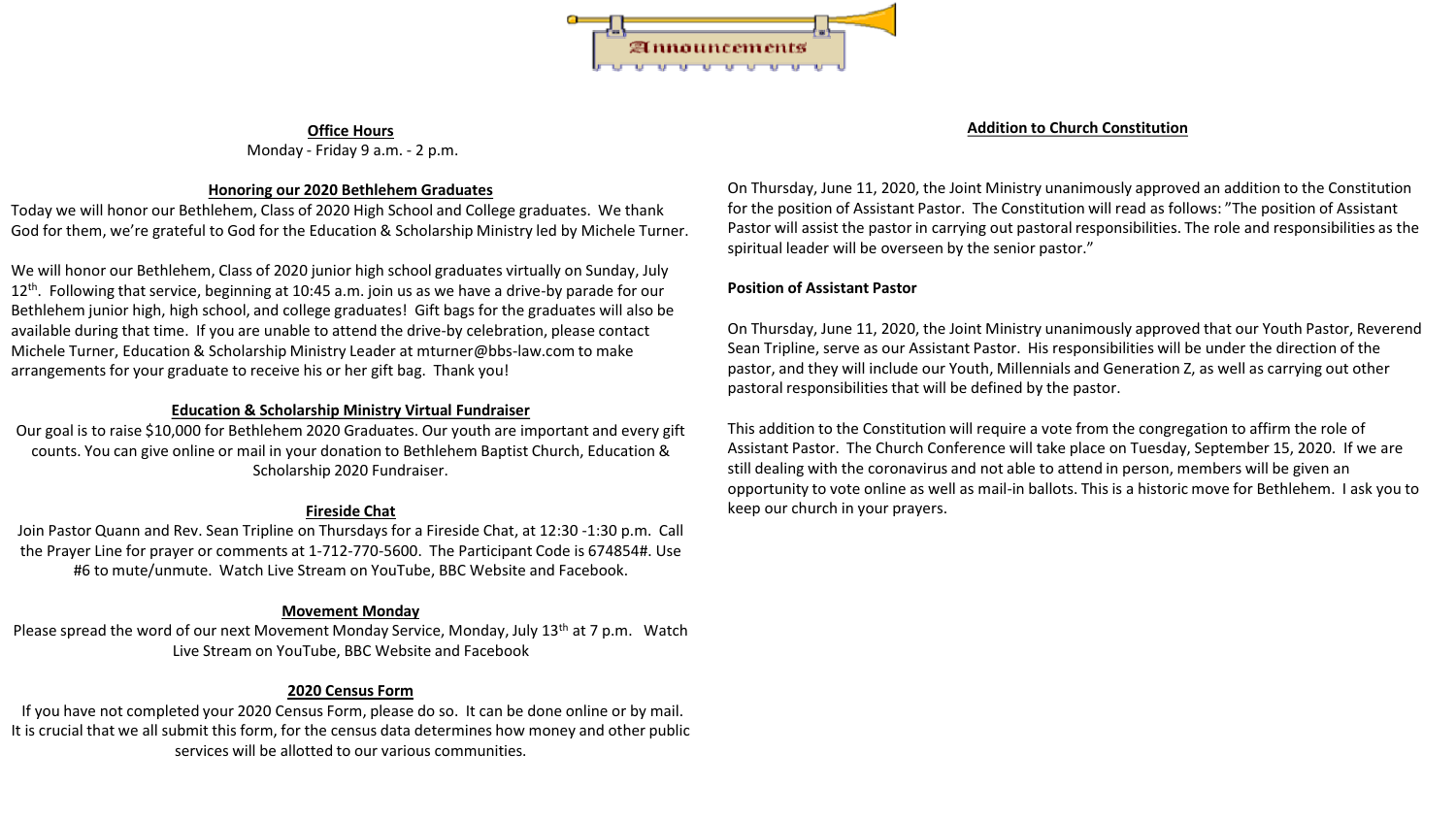# Announcements

## Office Hours

Monday - Friday 9 a.m. - 2 p.m.

## Honoring our 2020 Bethlehem Graduates

Today we will honor our Bethlehem, Class of 2020 High School and College graduates. We thank God for them, we're grateful to God for the Education & Scholarship Ministry led by Michele Turner.

We will honor our Bethlehem, Class of 2020 junior high school graduates virtually on Sunday, July 12th. Following that service, beginning at 10:45 a.m. join us as we have a drive-by parade for our Bethlehem junior high, high school, and college graduates! Gift bags for the graduates will also be available during that time. If you are unable to attend the drive-by celebration, please contact Michele Turner, Education & Scholarship Ministry Leader at mturner@bbs-law.com to make arrangements for your graduate to receive his or her gift bag. Thank you!

## Education & Scholarship Ministry Virtual Fundraiser

Our goal is to raise $10,000 for Bethlehem 2020 Graduates. Our youth are important and every gift counts. You can give online or mail in your donation to Bethlehem Baptist Church, Education & Scholarship 2020 Fundraiser.

## Fireside Chat

Join Pastor Quann and Rev. Sean Tripline on Thursdays for a Fireside Chat, at 12:30 -1:30 p.m. Call the Prayer Line for prayer or comments at 1-712-770-5600. The Participant Code is 674854#. Use #6 to mute/unmute. Watch Live Stream on YouTube, BBC Website and Facebook.

## Movement Monday

Please spread the word of our next Movement Monday Service, Monday, July 13th at 7 p.m. Watch Live Stream on YouTube, BBC Website and Facebook

## 2020 Census Form

If you have not completed your 2020 Census Form, please do so. It can be done online or by mail. It is crucial that we all submit this form, for the census data determines how money and other public services will be allotted to our various communities.

## Addition to Church Constitution

On Thursday, June 11, 2020, the Joint Ministry unanimously approved an addition to the Constitution for the position of Assistant Pastor. The Constitution will read as follows: "The position of Assistant Pastor will assist the pastor in carrying out pastoral responsibilities. The role and responsibilities as the spiritual leader will be overseen by the senior pastor."

**Position of Assistant Pastor**

On Thursday, June 11, 2020, the Joint Ministry unanimously approved that our Youth Pastor, Reverend Sean Tripline, serve as our Assistant Pastor. His responsibilities will be under the direction of the pastor, and they will include our Youth, Millennials and Generation Z, as well as carrying out other pastoral responsibilities that will be defined by the pastor.

This addition to the Constitution will require a vote from the congregation to affirm the role of Assistant Pastor. The Church Conference will take place on Tuesday, September 15, 2020. If we are still dealing with the coronavirus and not able to attend in person, members will be given an opportunity to vote online as well as mail-in ballots. This is a historic move for Bethlehem. I ask you to keep our church in your prayers.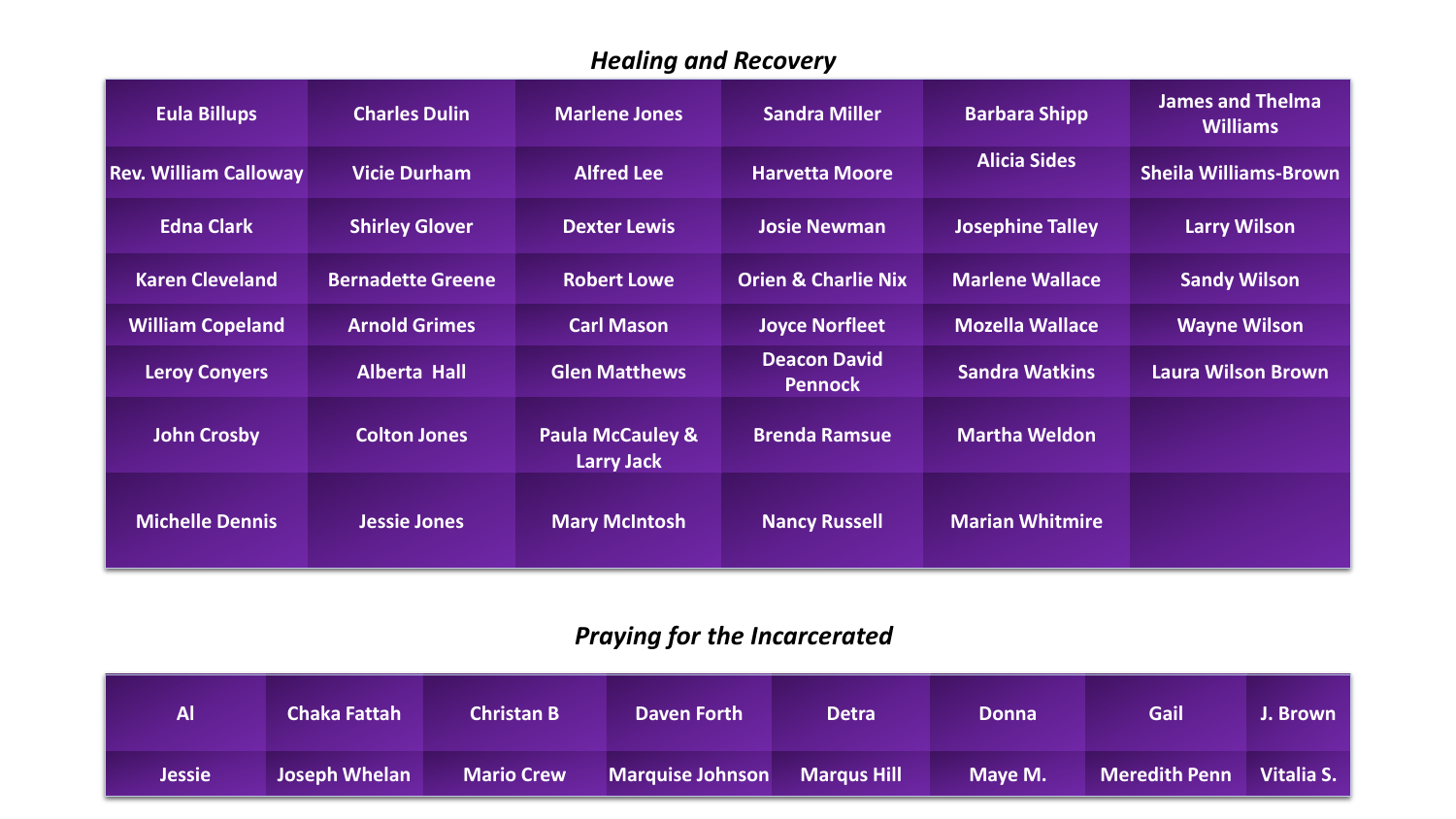*Healing and Recovery*

| | | | | | |
|---|---|---|---|---|---|
| Eula Billups | Charles Dulin | Marlene Jones | Sandra Miller | Barbara Shipp | James and Thelma Williams |
| Rev. William Calloway | Vicie Durham | Alfred Lee | Harvetta Moore | Alicia Sides | Sheila Williams-Brown |
| Edna Clark | Shirley Glover | Dexter Lewis | Josie Newman | Josephine Talley | Larry Wilson |
| Karen Cleveland | Bernadette Greene | Robert Lowe | Orien & Charlie Nix | Marlene Wallace | Sandy Wilson |
| William Copeland | Arnold Grimes | Carl Mason | Joyce Norfleet | Mozella Wallace | Wayne Wilson |
| Leroy Conyers | Alberta Hall | Glen Matthews | Deacon David Pennock | Sandra Watkins | Laura Wilson Brown |
| John Crosby | Colton Jones | Paula McCauley & Larry Jack | Brenda Ramsue | Martha Weldon | |
| Michelle Dennis | Jessie Jones | Mary McIntosh | Nancy Russell | Marian Whitmire | |

*Praying for the Incarcerated*

| | | | | | | | |
|---|---|---|---|---|---|---|---|
| Al | Chaka Fattah | Christan B | Daven Forth | Detra | Donna | Gail | J. Brown |
| Jessie | Joseph Whelan | Mario Crew | Marquise Johnson | Marqus Hill | Maye M. | Meredith Penn | Vitalia S. |